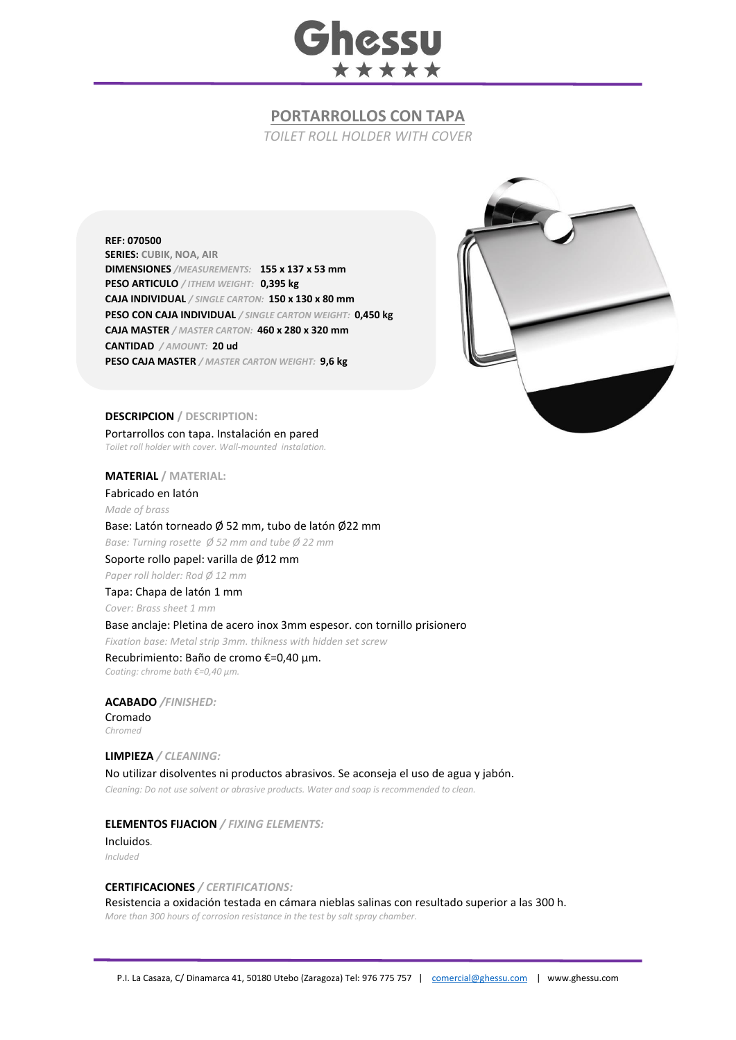# PORTARROLLOS CON TAPA

*TOILET ROLL HOLDER WITH COVER*

**REF: 070500**
**SERIES:** CUBIK, NOA, AIR
**DIMENSIONES** */MEASUREMENTS:* **155 x 137 x 53 mm**
**PESO ARTICULO** */ ITHEM WEIGHT:* **0,395 kg**
**CAJA INDIVIDUAL** */ SINGLE CARTON:* **150 x 130 x 80 mm**
**PESO CON CAJA INDIVIDUAL** */ SINGLE CARTON WEIGHT:* **0,450 kg**
**CAJA MASTER** */ MASTER CARTON:* **460 x 280 x 320 mm**
**CANTIDAD** */ AMOUNT:* **20 ud**
**PESO CAJA MASTER** */ MASTER CARTON WEIGHT:* **9,6 kg**

**DESCRIPCION / DESCRIPTION:**

Portarrollos con tapa. Instalación en pared
*Toilet roll holder with cover. Wall-mounted instalation.*

**MATERIAL / MATERIAL:**

Fabricado en latón
*Made of brass*

Base: Latón torneado Ø 52 mm, tubo de latón Ø22 mm
*Base: Turning rosette Ø 52 mm and tube Ø 22 mm*

Soporte rollo papel: varilla de Ø12 mm
*Paper roll holder: Rod Ø 12 mm*

Tapa: Chapa de latón 1 mm
*Cover: Brass sheet 1 mm*

Base anclaje: Pletina de acero inox 3mm espesor. con tornillo prisionero
*Fixation base: Metal strip 3mm. thikness with hidden set screw*

Recubrimiento: Baño de cromo €=0,40 µm.
*Coating: chrome bath €=0,40 µm.*

**ACABADO** */FINISHED:*

Cromado
*Chromed*

**LIMPIEZA** */ CLEANING:*

No utilizar disolventes ni productos abrasivos. Se aconseja el uso de agua y jabón.
*Cleaning: Do not use solvent or abrasive products. Water and soap is recommended to clean.*

**ELEMENTOS FIJACION** */ FIXING ELEMENTS:*

Incluidos.
*Included*

**CERTIFICACIONES** */ CERTIFICATIONS:*

Resistencia a oxidación testada en cámara nieblas salinas con resultado superior a las 300 h.
*More than 300 hours of corrosion resistance in the test by salt spray chamber.*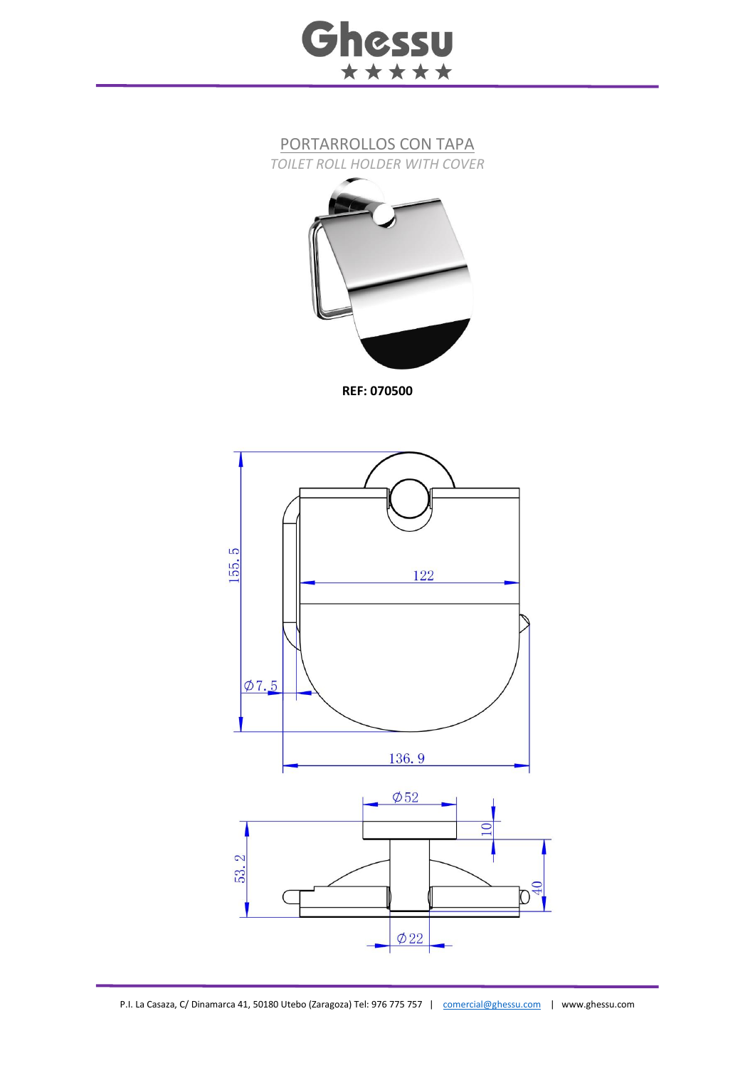# Ghessu

## PORTARROLLOS CON TAPA

*TOILET ROLL HOLDER WITH COVER*

**REF: 070500**

155.5

122

Ø7.5

136.9

Ø52

10

53.2

40

Ø22

P.I. La Casaza, C/ Dinamarca 41, 50180 Utebo (Zaragoza) Tel: 976 775 757 | comercial@ghessu.com | www.ghessu.com